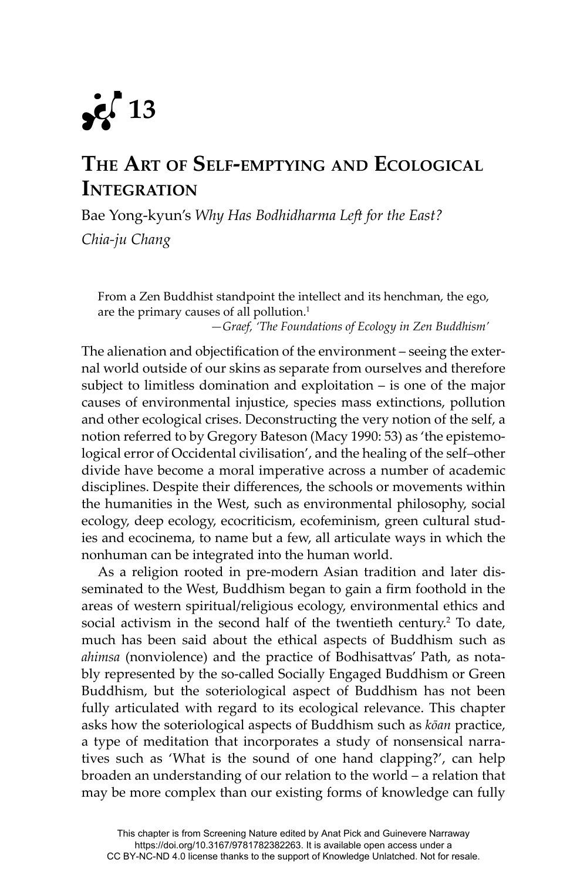# 13

## The Art of Self-emptying and Ecological Integration

Bae Yong-kyun's *Why Has Bodhidharma Left for the East?*

*Chia-ju Chang*

> From a Zen Buddhist standpoint the intellect and its henchman, the ego, are the primary causes of all pollution.[1]
>
> —*Graef, 'The Foundations of Ecology in Zen Buddhism'*

The alienation and objectification of the environment – seeing the external world outside of our skins as separate from ourselves and therefore subject to limitless domination and exploitation – is one of the major causes of environmental injustice, species mass extinctions, pollution and other ecological crises. Deconstructing the very notion of the self, a notion referred to by Gregory Bateson (Macy 1990: 53) as 'the epistemological error of Occidental civilisation', and the healing of the self–other divide have become a moral imperative across a number of academic disciplines. Despite their differences, the schools or movements within the humanities in the West, such as environmental philosophy, social ecology, deep ecology, ecocriticism, ecofeminism, green cultural studies and ecocinema, to name but a few, all articulate ways in which the nonhuman can be integrated into the human world.

As a religion rooted in pre-modern Asian tradition and later disseminated to the West, Buddhism began to gain a firm foothold in the areas of western spiritual/religious ecology, environmental ethics and social activism in the second half of the twentieth century.[2] To date, much has been said about the ethical aspects of Buddhism such as *ahimsa* (nonviolence) and the practice of Bodhisattvas' Path, as notably represented by the so-called Socially Engaged Buddhism or Green Buddhism, but the soteriological aspect of Buddhism has not been fully articulated with regard to its ecological relevance. This chapter asks how the soteriological aspects of Buddhism such as *kōan* practice, a type of meditation that incorporates a study of nonsensical narratives such as 'What is the sound of one hand clapping?', can help broaden an understanding of our relation to the world – a relation that may be more complex than our existing forms of knowledge can fully

This chapter is from Screening Nature edited by Anat Pick and Guinevere Narraway https://doi.org/10.3167/9781782382263. It is available open access under a CC BY-NC-ND 4.0 license thanks to the support of Knowledge Unlatched. Not for resale.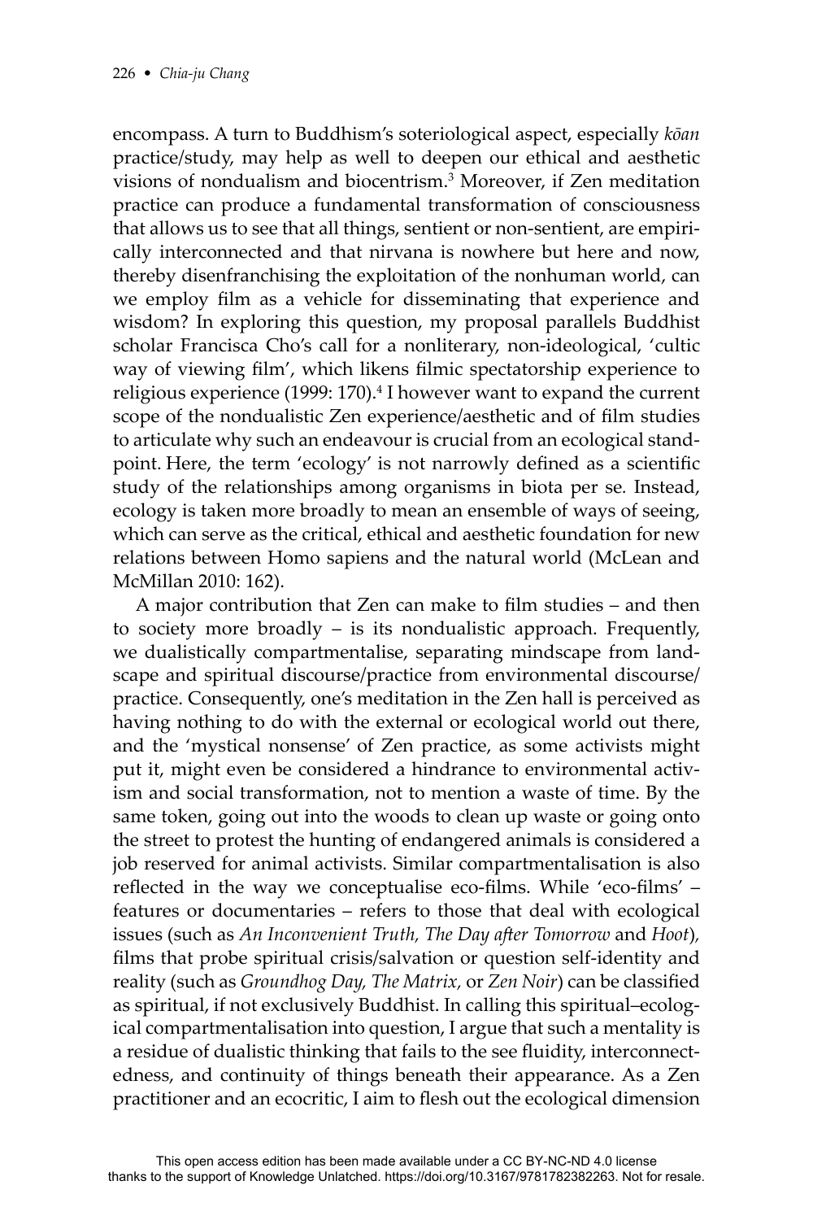encompass. A turn to Buddhism's soteriological aspect, especially *kōan* practice/study, may help as well to deepen our ethical and aesthetic visions of nondualism and biocentrism.[3] Moreover, if Zen meditation practice can produce a fundamental transformation of consciousness that allows us to see that all things, sentient or non-sentient, are empirically interconnected and that nirvana is nowhere but here and now, thereby disenfranchising the exploitation of the nonhuman world, can we employ film as a vehicle for disseminating that experience and wisdom? In exploring this question, my proposal parallels Buddhist scholar Francisca Cho's call for a nonliterary, non-ideological, 'cultic way of viewing film', which likens filmic spectatorship experience to religious experience (1999: 170).[4] I however want to expand the current scope of the nondualistic Zen experience/aesthetic and of film studies to articulate why such an endeavour is crucial from an ecological standpoint. Here, the term 'ecology' is not narrowly defined as a scientific study of the relationships among organisms in biota per se. Instead, ecology is taken more broadly to mean an ensemble of ways of seeing, which can serve as the critical, ethical and aesthetic foundation for new relations between Homo sapiens and the natural world (McLean and McMillan 2010: 162).

A major contribution that Zen can make to film studies – and then to society more broadly – is its nondualistic approach. Frequently, we dualistically compartmentalise, separating mindscape from landscape and spiritual discourse/practice from environmental discourse/practice. Consequently, one's meditation in the Zen hall is perceived as having nothing to do with the external or ecological world out there, and the 'mystical nonsense' of Zen practice, as some activists might put it, might even be considered a hindrance to environmental activism and social transformation, not to mention a waste of time. By the same token, going out into the woods to clean up waste or going onto the street to protest the hunting of endangered animals is considered a job reserved for animal activists. Similar compartmentalisation is also reflected in the way we conceptualise eco-films. While 'eco-films' – features or documentaries – refers to those that deal with ecological issues (such as *An Inconvenient Truth, The Day after Tomorrow* and *Hoot*), films that probe spiritual crisis/salvation or question self-identity and reality (such as *Groundhog Day, The Matrix,* or *Zen Noir*) can be classified as spiritual, if not exclusively Buddhist. In calling this spiritual–ecological compartmentalisation into question, I argue that such a mentality is a residue of dualistic thinking that fails to the see fluidity, interconnectedness, and continuity of things beneath their appearance. As a Zen practitioner and an ecocritic, I aim to flesh out the ecological dimension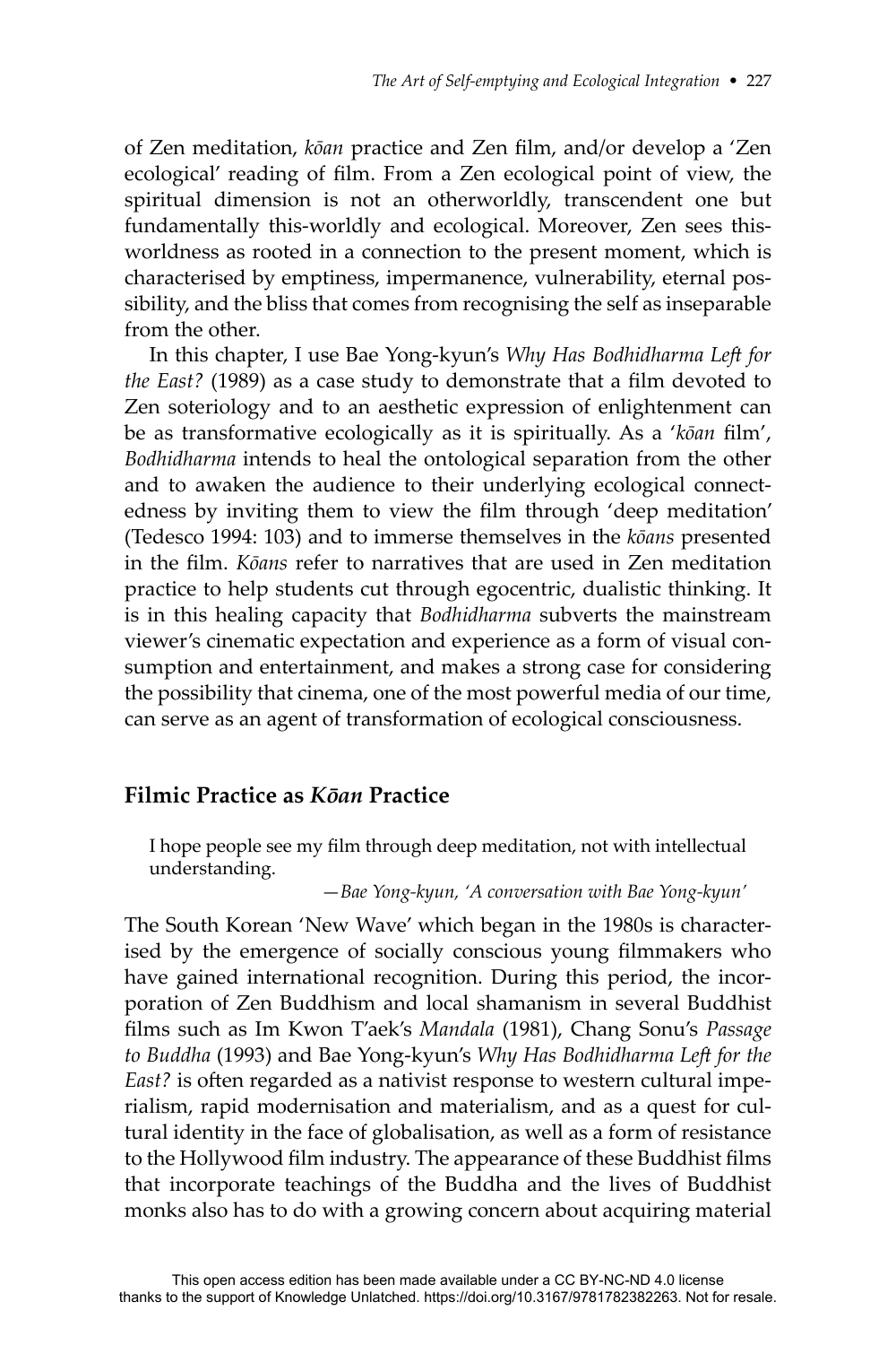of Zen meditation, *kōan* practice and Zen film, and/or develop a 'Zen ecological' reading of film. From a Zen ecological point of view, the spiritual dimension is not an otherworldly, transcendent one but fundamentally this-worldly and ecological. Moreover, Zen sees this-worldness as rooted in a connection to the present moment, which is characterised by emptiness, impermanence, vulnerability, eternal possibility, and the bliss that comes from recognising the self as inseparable from the other.

In this chapter, I use Bae Yong-kyun's *Why Has Bodhidharma Left for the East?* (1989) as a case study to demonstrate that a film devoted to Zen soteriology and to an aesthetic expression of enlightenment can be as transformative ecologically as it is spiritually. As a '*kōan* film', *Bodhidharma* intends to heal the ontological separation from the other and to awaken the audience to their underlying ecological connectedness by inviting them to view the film through 'deep meditation' (Tedesco 1994: 103) and to immerse themselves in the *kōans* presented in the film. *Kōans* refer to narratives that are used in Zen meditation practice to help students cut through egocentric, dualistic thinking. It is in this healing capacity that *Bodhidharma* subverts the mainstream viewer's cinematic expectation and experience as a form of visual consumption and entertainment, and makes a strong case for considering the possibility that cinema, one of the most powerful media of our time, can serve as an agent of transformation of ecological consciousness.

## Filmic Practice as *Kōan* Practice

> I hope people see my film through deep meditation, not with intellectual understanding.
>
> —*Bae Yong-kyun, 'A conversation with Bae Yong-kyun'*

The South Korean 'New Wave' which began in the 1980s is characterised by the emergence of socially conscious young filmmakers who have gained international recognition. During this period, the incorporation of Zen Buddhism and local shamanism in several Buddhist films such as Im Kwon T'aek's *Mandala* (1981), Chang Sonu's *Passage to Buddha* (1993) and Bae Yong-kyun's *Why Has Bodhidharma Left for the East?* is often regarded as a nativist response to western cultural imperialism, rapid modernisation and materialism, and as a quest for cultural identity in the face of globalisation, as well as a form of resistance to the Hollywood film industry. The appearance of these Buddhist films that incorporate teachings of the Buddha and the lives of Buddhist monks also has to do with a growing concern about acquiring material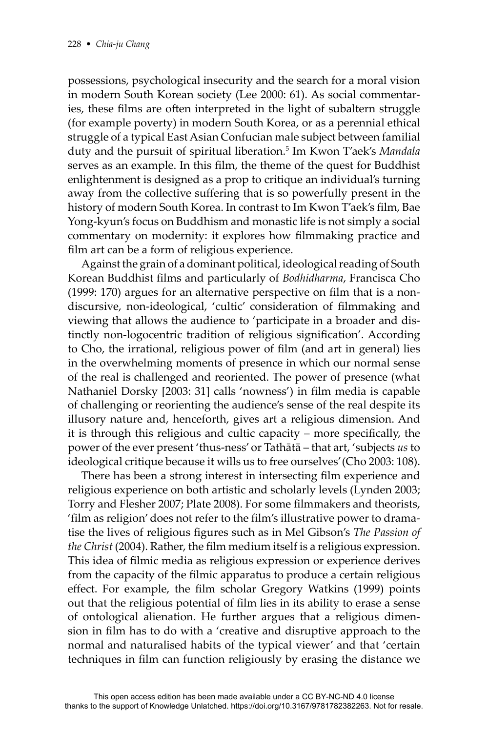possessions, psychological insecurity and the search for a moral vision in modern South Korean society (Lee 2000: 61). As social commentaries, these films are often interpreted in the light of subaltern struggle (for example poverty) in modern South Korea, or as a perennial ethical struggle of a typical East Asian Confucian male subject between familial duty and the pursuit of spiritual liberation.[5] Im Kwon T'aek's *Mandala* serves as an example. In this film, the theme of the quest for Buddhist enlightenment is designed as a prop to critique an individual's turning away from the collective suffering that is so powerfully present in the history of modern South Korea. In contrast to Im Kwon T'aek's film, Bae Yong-kyun's focus on Buddhism and monastic life is not simply a social commentary on modernity: it explores how filmmaking practice and film art can be a form of religious experience.

Against the grain of a dominant political, ideological reading of South Korean Buddhist films and particularly of *Bodhidharma*, Francisca Cho (1999: 170) argues for an alternative perspective on film that is a non-discursive, non-ideological, 'cultic' consideration of filmmaking and viewing that allows the audience to 'participate in a broader and distinctly non-logocentric tradition of religious signification'. According to Cho, the irrational, religious power of film (and art in general) lies in the overwhelming moments of presence in which our normal sense of the real is challenged and reoriented. The power of presence (what Nathaniel Dorsky [2003: 31] calls 'nowness') in film media is capable of challenging or reorienting the audience's sense of the real despite its illusory nature and, henceforth, gives art a religious dimension. And it is through this religious and cultic capacity – more specifically, the power of the ever present 'thus-ness' or Tathātā – that art, 'subjects *us* to ideological critique because it wills us to free ourselves' (Cho 2003: 108).

There has been a strong interest in intersecting film experience and religious experience on both artistic and scholarly levels (Lynden 2003; Torry and Flesher 2007; Plate 2008). For some filmmakers and theorists, 'film as religion' does not refer to the film's illustrative power to dramatise the lives of religious figures such as in Mel Gibson's *The Passion of the Christ* (2004). Rather, the film medium itself is a religious expression. This idea of filmic media as religious expression or experience derives from the capacity of the filmic apparatus to produce a certain religious effect. For example, the film scholar Gregory Watkins (1999) points out that the religious potential of film lies in its ability to erase a sense of ontological alienation. He further argues that a religious dimension in film has to do with a 'creative and disruptive approach to the normal and naturalised habits of the typical viewer' and that 'certain techniques in film can function religiously by erasing the distance we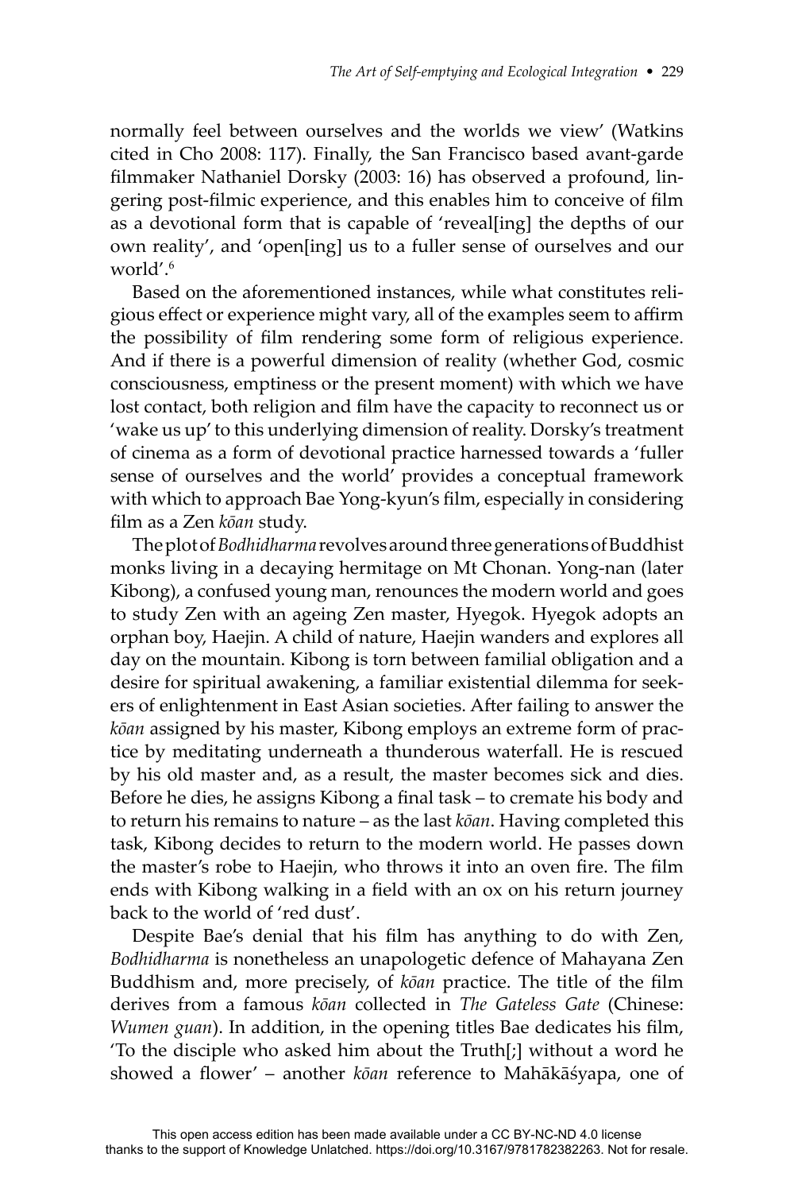normally feel between ourselves and the worlds we view' (Watkins cited in Cho 2008: 117). Finally, the San Francisco based avant-garde filmmaker Nathaniel Dorsky (2003: 16) has observed a profound, lingering post-filmic experience, and this enables him to conceive of film as a devotional form that is capable of 'reveal[ing] the depths of our own reality', and 'open[ing] us to a fuller sense of ourselves and our world'.[6]

Based on the aforementioned instances, while what constitutes religious effect or experience might vary, all of the examples seem to affirm the possibility of film rendering some form of religious experience. And if there is a powerful dimension of reality (whether God, cosmic consciousness, emptiness or the present moment) with which we have lost contact, both religion and film have the capacity to reconnect us or 'wake us up' to this underlying dimension of reality. Dorsky's treatment of cinema as a form of devotional practice harnessed towards a 'fuller sense of ourselves and the world' provides a conceptual framework with which to approach Bae Yong-kyun's film, especially in considering film as a Zen *kōan* study.

The plot of *Bodhidharma* revolves around three generations of Buddhist monks living in a decaying hermitage on Mt Chonan. Yong-nan (later Kibong), a confused young man, renounces the modern world and goes to study Zen with an ageing Zen master, Hyegok. Hyegok adopts an orphan boy, Haejin. A child of nature, Haejin wanders and explores all day on the mountain. Kibong is torn between familial obligation and a desire for spiritual awakening, a familiar existential dilemma for seekers of enlightenment in East Asian societies. After failing to answer the *kōan* assigned by his master, Kibong employs an extreme form of practice by meditating underneath a thunderous waterfall. He is rescued by his old master and, as a result, the master becomes sick and dies. Before he dies, he assigns Kibong a final task – to cremate his body and to return his remains to nature – as the last *kōan*. Having completed this task, Kibong decides to return to the modern world. He passes down the master's robe to Haejin, who throws it into an oven fire. The film ends with Kibong walking in a field with an ox on his return journey back to the world of 'red dust'.

Despite Bae's denial that his film has anything to do with Zen, *Bodhidharma* is nonetheless an unapologetic defence of Mahayana Zen Buddhism and, more precisely, of *kōan* practice. The title of the film derives from a famous *kōan* collected in *The Gateless Gate* (Chinese: *Wumen guan*). In addition, in the opening titles Bae dedicates his film, 'To the disciple who asked him about the Truth[;] without a word he showed a flower' – another *kōan* reference to Mahākāśyapa, one of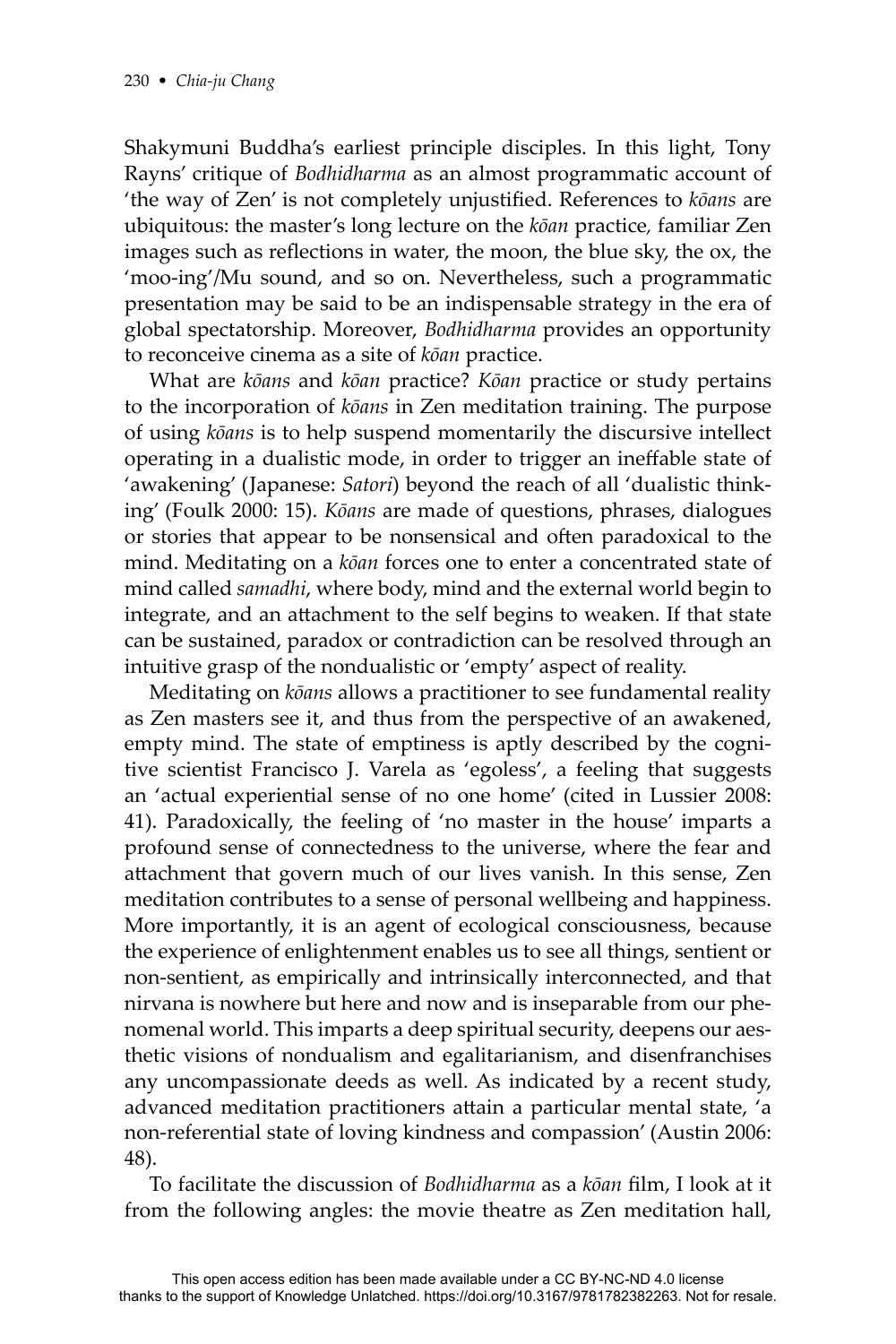Shakymuni Buddha's earliest principle disciples. In this light, Tony Rayns' critique of *Bodhidharma* as an almost programmatic account of 'the way of Zen' is not completely unjustified. References to *kōans* are ubiquitous: the master's long lecture on the *kōan* practice, familiar Zen images such as reflections in water, the moon, the blue sky, the ox, the 'moo-ing'/Mu sound, and so on. Nevertheless, such a programmatic presentation may be said to be an indispensable strategy in the era of global spectatorship. Moreover, *Bodhidharma* provides an opportunity to reconceive cinema as a site of *kōan* practice.

What are *kōans* and *kōan* practice? *Kōan* practice or study pertains to the incorporation of *kōans* in Zen meditation training. The purpose of using *kōans* is to help suspend momentarily the discursive intellect operating in a dualistic mode, in order to trigger an ineffable state of 'awakening' (Japanese: *Satori*) beyond the reach of all 'dualistic thinking' (Foulk 2000: 15). *Kōans* are made of questions, phrases, dialogues or stories that appear to be nonsensical and often paradoxical to the mind. Meditating on a *kōan* forces one to enter a concentrated state of mind called *samadhi*, where body, mind and the external world begin to integrate, and an attachment to the self begins to weaken. If that state can be sustained, paradox or contradiction can be resolved through an intuitive grasp of the nondualistic or 'empty' aspect of reality.

Meditating on *kōans* allows a practitioner to see fundamental reality as Zen masters see it, and thus from the perspective of an awakened, empty mind. The state of emptiness is aptly described by the cognitive scientist Francisco J. Varela as 'egoless', a feeling that suggests an 'actual experiential sense of no one home' (cited in Lussier 2008: 41). Paradoxically, the feeling of 'no master in the house' imparts a profound sense of connectedness to the universe, where the fear and attachment that govern much of our lives vanish. In this sense, Zen meditation contributes to a sense of personal wellbeing and happiness. More importantly, it is an agent of ecological consciousness, because the experience of enlightenment enables us to see all things, sentient or non-sentient, as empirically and intrinsically interconnected, and that nirvana is nowhere but here and now and is inseparable from our phenomenal world. This imparts a deep spiritual security, deepens our aesthetic visions of nondualism and egalitarianism, and disenfranchises any uncompassionate deeds as well. As indicated by a recent study, advanced meditation practitioners attain a particular mental state, 'a non-referential state of loving kindness and compassion' (Austin 2006: 48).

To facilitate the discussion of *Bodhidharma* as a *kōan* film, I look at it from the following angles: the movie theatre as Zen meditation hall,

This open access edition has been made available under a CC BY-NC-ND 4.0 license thanks to the support of Knowledge Unlatched. https://doi.org/10.3167/9781782382263. Not for resale.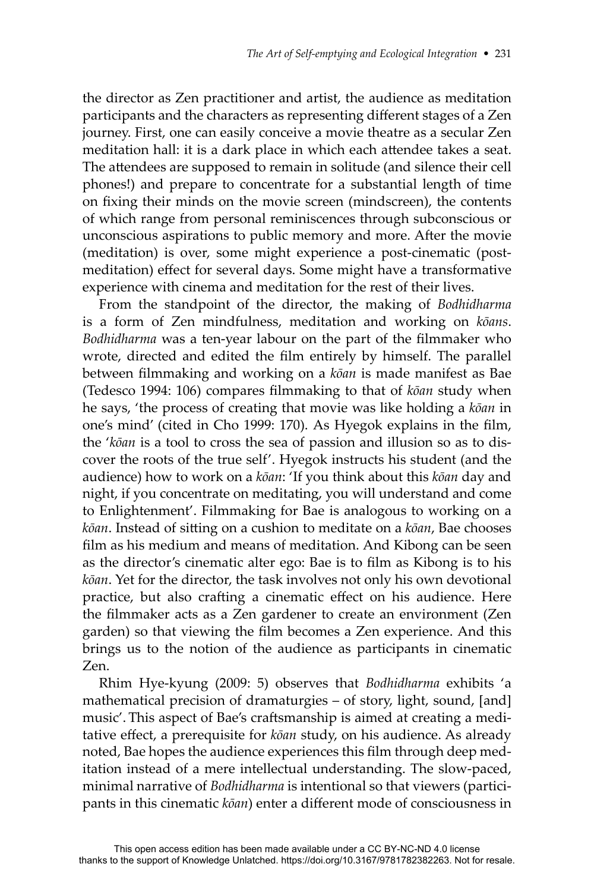the director as Zen practitioner and artist, the audience as meditation participants and the characters as representing different stages of a Zen journey. First, one can easily conceive a movie theatre as a secular Zen meditation hall: it is a dark place in which each attendee takes a seat. The attendees are supposed to remain in solitude (and silence their cell phones!) and prepare to concentrate for a substantial length of time on fixing their minds on the movie screen (mindscreen), the contents of which range from personal reminiscences through subconscious or unconscious aspirations to public memory and more. After the movie (meditation) is over, some might experience a post-cinematic (post-meditation) effect for several days. Some might have a transformative experience with cinema and meditation for the rest of their lives.

From the standpoint of the director, the making of *Bodhidharma* is a form of Zen mindfulness, meditation and working on *kōans*. *Bodhidharma* was a ten-year labour on the part of the filmmaker who wrote, directed and edited the film entirely by himself. The parallel between filmmaking and working on a *kōan* is made manifest as Bae (Tedesco 1994: 106) compares filmmaking to that of *kōan* study when he says, 'the process of creating that movie was like holding a *kōan* in one's mind' (cited in Cho 1999: 170). As Hyegok explains in the film, the '*kōan* is a tool to cross the sea of passion and illusion so as to discover the roots of the true self'. Hyegok instructs his student (and the audience) how to work on a *kōan*: 'If you think about this *kōan* day and night, if you concentrate on meditating, you will understand and come to Enlightenment'. Filmmaking for Bae is analogous to working on a *kōan*. Instead of sitting on a cushion to meditate on a *kōan*, Bae chooses film as his medium and means of meditation. And Kibong can be seen as the director's cinematic alter ego: Bae is to film as Kibong is to his *kōan*. Yet for the director, the task involves not only his own devotional practice, but also crafting a cinematic effect on his audience. Here the filmmaker acts as a Zen gardener to create an environment (Zen garden) so that viewing the film becomes a Zen experience. And this brings us to the notion of the audience as participants in cinematic Zen.

Rhim Hye-kyung (2009: 5) observes that *Bodhidharma* exhibits 'a mathematical precision of dramaturgies – of story, light, sound, [and] music'. This aspect of Bae's craftsmanship is aimed at creating a meditative effect, a prerequisite for *kōan* study, on his audience. As already noted, Bae hopes the audience experiences this film through deep meditation instead of a mere intellectual understanding. The slow-paced, minimal narrative of *Bodhidharma* is intentional so that viewers (participants in this cinematic *kōan*) enter a different mode of consciousness in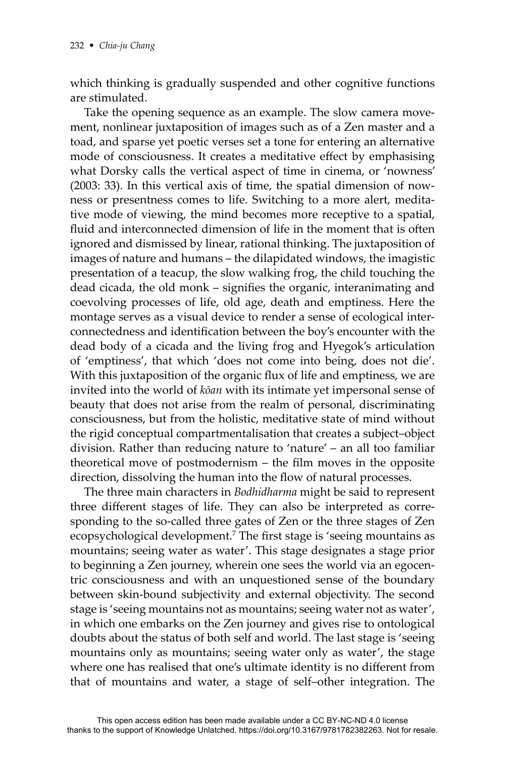which thinking is gradually suspended and other cognitive functions are stimulated.

Take the opening sequence as an example. The slow camera movement, nonlinear juxtaposition of images such as of a Zen master and a toad, and sparse yet poetic verses set a tone for entering an alternative mode of consciousness. It creates a meditative effect by emphasising what Dorsky calls the vertical aspect of time in cinema, or 'nowness' (2003: 33). In this vertical axis of time, the spatial dimension of nowness or presentness comes to life. Switching to a more alert, meditative mode of viewing, the mind becomes more receptive to a spatial, fluid and interconnected dimension of life in the moment that is often ignored and dismissed by linear, rational thinking. The juxtaposition of images of nature and humans – the dilapidated windows, the imagistic presentation of a teacup, the slow walking frog, the child touching the dead cicada, the old monk – signifies the organic, interanimating and coevolving processes of life, old age, death and emptiness. Here the montage serves as a visual device to render a sense of ecological interconnectedness and identification between the boy's encounter with the dead body of a cicada and the living frog and Hyegok's articulation of 'emptiness', that which 'does not come into being, does not die'. With this juxtaposition of the organic flux of life and emptiness, we are invited into the world of *kōan* with its intimate yet impersonal sense of beauty that does not arise from the realm of personal, discriminating consciousness, but from the holistic, meditative state of mind without the rigid conceptual compartmentalisation that creates a subject–object division. Rather than reducing nature to 'nature' – an all too familiar theoretical move of postmodernism – the film moves in the opposite direction, dissolving the human into the flow of natural processes.

The three main characters in *Bodhidharma* might be said to represent three different stages of life. They can also be interpreted as corresponding to the so-called three gates of Zen or the three stages of Zen ecopsychological development.[7] The first stage is 'seeing mountains as mountains; seeing water as water'. This stage designates a stage prior to beginning a Zen journey, wherein one sees the world via an egocentric consciousness and with an unquestioned sense of the boundary between skin-bound subjectivity and external objectivity. The second stage is 'seeing mountains not as mountains; seeing water not as water', in which one embarks on the Zen journey and gives rise to ontological doubts about the status of both self and world. The last stage is 'seeing mountains only as mountains; seeing water only as water', the stage where one has realised that one's ultimate identity is no different from that of mountains and water, a stage of self–other integration. The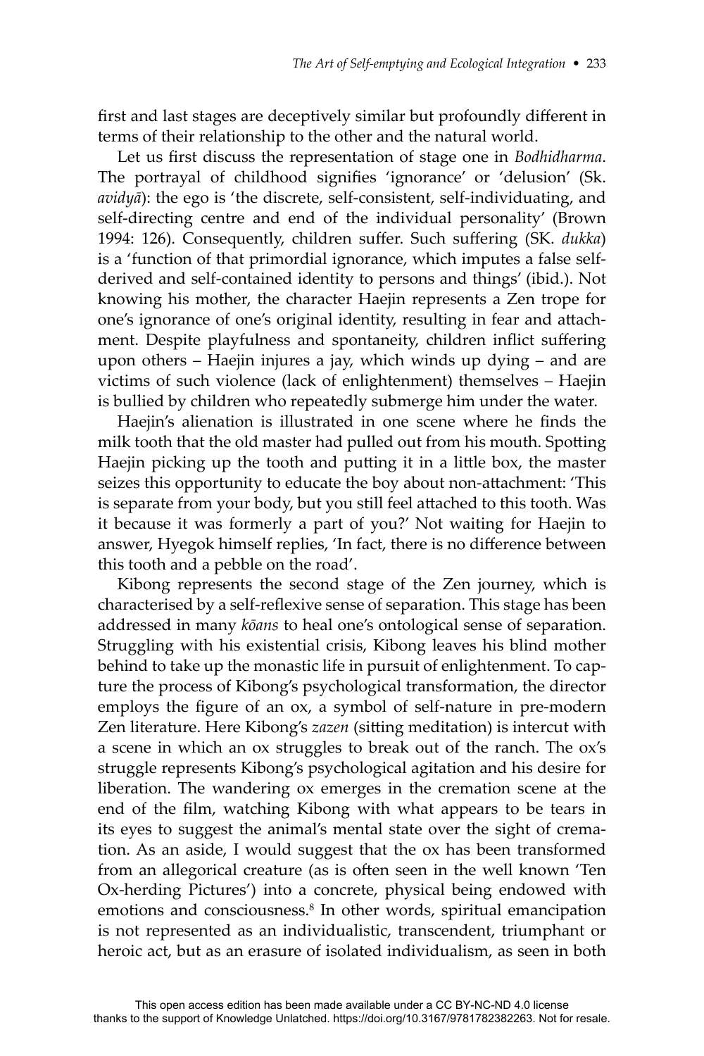first and last stages are deceptively similar but profoundly different in terms of their relationship to the other and the natural world.

Let us first discuss the representation of stage one in *Bodhidharma*. The portrayal of childhood signifies 'ignorance' or 'delusion' (Sk. *avidyā*): the ego is 'the discrete, self-consistent, self-individuating, and self-directing centre and end of the individual personality' (Brown 1994: 126). Consequently, children suffer. Such suffering (SK. *dukka*) is a 'function of that primordial ignorance, which imputes a false self-derived and self-contained identity to persons and things' (ibid.). Not knowing his mother, the character Haejin represents a Zen trope for one's ignorance of one's original identity, resulting in fear and attachment. Despite playfulness and spontaneity, children inflict suffering upon others – Haejin injures a jay, which winds up dying – and are victims of such violence (lack of enlightenment) themselves – Haejin is bullied by children who repeatedly submerge him under the water.

Haejin's alienation is illustrated in one scene where he finds the milk tooth that the old master had pulled out from his mouth. Spotting Haejin picking up the tooth and putting it in a little box, the master seizes this opportunity to educate the boy about non-attachment: 'This is separate from your body, but you still feel attached to this tooth. Was it because it was formerly a part of you?' Not waiting for Haejin to answer, Hyegok himself replies, 'In fact, there is no difference between this tooth and a pebble on the road'.

Kibong represents the second stage of the Zen journey, which is characterised by a self-reflexive sense of separation. This stage has been addressed in many *kōans* to heal one's ontological sense of separation. Struggling with his existential crisis, Kibong leaves his blind mother behind to take up the monastic life in pursuit of enlightenment. To capture the process of Kibong's psychological transformation, the director employs the figure of an ox, a symbol of self-nature in pre-modern Zen literature. Here Kibong's *zazen* (sitting meditation) is intercut with a scene in which an ox struggles to break out of the ranch. The ox's struggle represents Kibong's psychological agitation and his desire for liberation. The wandering ox emerges in the cremation scene at the end of the film, watching Kibong with what appears to be tears in its eyes to suggest the animal's mental state over the sight of cremation. As an aside, I would suggest that the ox has been transformed from an allegorical creature (as is often seen in the well known 'Ten Ox-herding Pictures') into a concrete, physical being endowed with emotions and consciousness.[8] In other words, spiritual emancipation is not represented as an individualistic, transcendent, triumphant or heroic act, but as an erasure of isolated individualism, as seen in both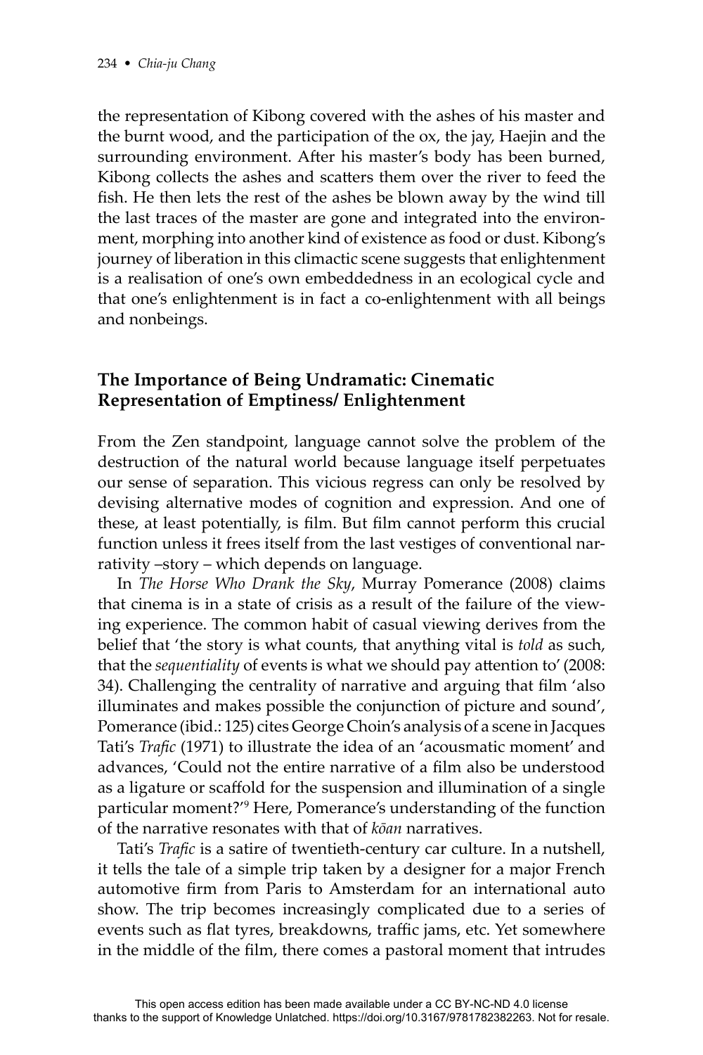the representation of Kibong covered with the ashes of his master and the burnt wood, and the participation of the ox, the jay, Haejin and the surrounding environment. After his master's body has been burned, Kibong collects the ashes and scatters them over the river to feed the fish. He then lets the rest of the ashes be blown away by the wind till the last traces of the master are gone and integrated into the environment, morphing into another kind of existence as food or dust. Kibong's journey of liberation in this climactic scene suggests that enlightenment is a realisation of one's own embeddedness in an ecological cycle and that one's enlightenment is in fact a co-enlightenment with all beings and nonbeings.

## The Importance of Being Undramatic: Cinematic Representation of Emptiness/ Enlightenment

From the Zen standpoint, language cannot solve the problem of the destruction of the natural world because language itself perpetuates our sense of separation. This vicious regress can only be resolved by devising alternative modes of cognition and expression. And one of these, at least potentially, is film. But film cannot perform this crucial function unless it frees itself from the last vestiges of conventional narrativity –story – which depends on language.

In *The Horse Who Drank the Sky*, Murray Pomerance (2008) claims that cinema is in a state of crisis as a result of the failure of the viewing experience. The common habit of casual viewing derives from the belief that 'the story is what counts, that anything vital is *told* as such, that the *sequentiality* of events is what we should pay attention to' (2008: 34). Challenging the centrality of narrative and arguing that film 'also illuminates and makes possible the conjunction of picture and sound', Pomerance (ibid.: 125) cites George Choin's analysis of a scene in Jacques Tati's *Trafic* (1971) to illustrate the idea of an 'acousmatic moment' and advances, 'Could not the entire narrative of a film also be understood as a ligature or scaffold for the suspension and illumination of a single particular moment?'[9] Here, Pomerance's understanding of the function of the narrative resonates with that of *kōan* narratives.

Tati's *Trafic* is a satire of twentieth-century car culture. In a nutshell, it tells the tale of a simple trip taken by a designer for a major French automotive firm from Paris to Amsterdam for an international auto show. The trip becomes increasingly complicated due to a series of events such as flat tyres, breakdowns, traffic jams, etc. Yet somewhere in the middle of the film, there comes a pastoral moment that intrudes

This open access edition has been made available under a CC BY-NC-ND 4.0 license thanks to the support of Knowledge Unlatched. https://doi.org/10.3167/9781782382263. Not for resale.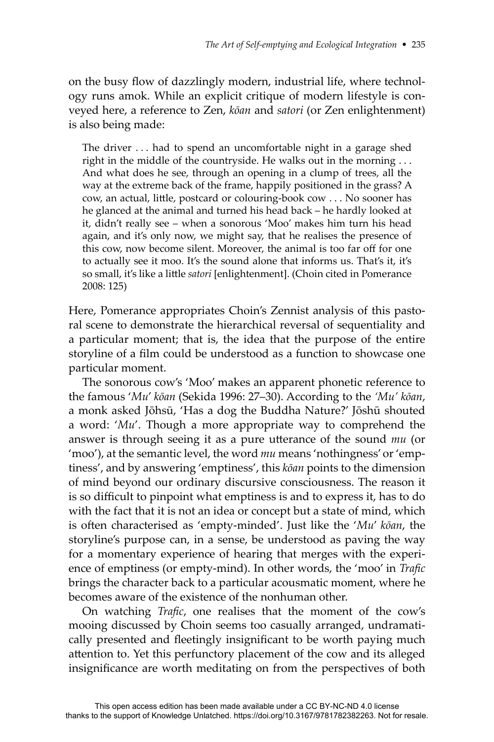on the busy flow of dazzlingly modern, industrial life, where technology runs amok. While an explicit critique of modern lifestyle is conveyed here, a reference to Zen, *kōan* and *satori* (or Zen enlightenment) is also being made:

> The driver . . . had to spend an uncomfortable night in a garage shed right in the middle of the countryside. He walks out in the morning . . . And what does he see, through an opening in a clump of trees, all the way at the extreme back of the frame, happily positioned in the grass? A cow, an actual, little, postcard or colouring-book cow . . . No sooner has he glanced at the animal and turned his head back – he hardly looked at it, didn't really see – when a sonorous 'Moo' makes him turn his head again, and it's only now, we might say, that he realises the presence of this cow, now become silent. Moreover, the animal is too far off for one to actually see it moo. It's the sound alone that informs us. That's it, it's so small, it's like a little *satori* [enlightenment]. (Choin cited in Pomerance 2008: 125)

Here, Pomerance appropriates Choin's Zennist analysis of this pastoral scene to demonstrate the hierarchical reversal of sequentiality and a particular moment; that is, the idea that the purpose of the entire storyline of a film could be understood as a function to showcase one particular moment.

The sonorous cow's 'Moo' makes an apparent phonetic reference to the famous '*Mu*' *kōan* (Sekida 1996: 27–30). According to the *'Mu' kōan*, a monk asked Jōhsū, 'Has a dog the Buddha Nature?' Jōshū shouted a word: '*Mu*'. Though a more appropriate way to comprehend the answer is through seeing it as a pure utterance of the sound *mu* (or 'moo'), at the semantic level, the word *mu* means 'nothingness' or 'emptiness', and by answering 'emptiness', this *kōan* points to the dimension of mind beyond our ordinary discursive consciousness. The reason it is so difficult to pinpoint what emptiness is and to express it, has to do with the fact that it is not an idea or concept but a state of mind, which is often characterised as 'empty-minded'. Just like the '*Mu*' *kōan*, the storyline's purpose can, in a sense, be understood as paving the way for a momentary experience of hearing that merges with the experience of emptiness (or empty-mind). In other words, the 'moo' in *Trafic* brings the character back to a particular acousmatic moment, where he becomes aware of the existence of the nonhuman other.

On watching *Trafic*, one realises that the moment of the cow's mooing discussed by Choin seems too casually arranged, undramatically presented and fleetingly insignificant to be worth paying much attention to. Yet this perfunctory placement of the cow and its alleged insignificance are worth meditating on from the perspectives of both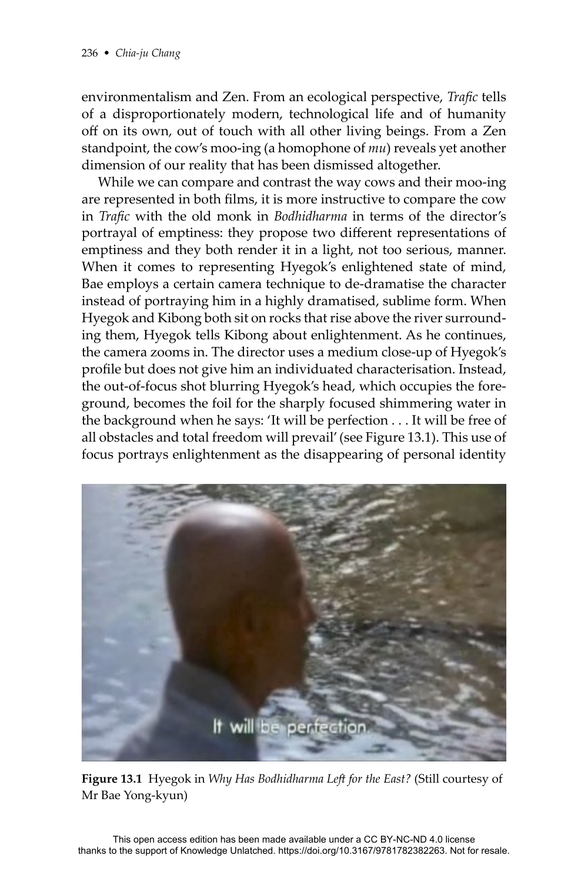environmentalism and Zen. From an ecological perspective, *Trafic* tells of a disproportionately modern, technological life and of humanity off on its own, out of touch with all other living beings. From a Zen standpoint, the cow's moo-ing (a homophone of *mu*) reveals yet another dimension of our reality that has been dismissed altogether.

While we can compare and contrast the way cows and their moo-ing are represented in both films, it is more instructive to compare the cow in *Trafic* with the old monk in *Bodhidharma* in terms of the director's portrayal of emptiness: they propose two different representations of emptiness and they both render it in a light, not too serious, manner. When it comes to representing Hyegok's enlightened state of mind, Bae employs a certain camera technique to de-dramatise the character instead of portraying him in a highly dramatised, sublime form. When Hyegok and Kibong both sit on rocks that rise above the river surrounding them, Hyegok tells Kibong about enlightenment. As he continues, the camera zooms in. The director uses a medium close-up of Hyegok's profile but does not give him an individuated characterisation. Instead, the out-of-focus shot blurring Hyegok's head, which occupies the foreground, becomes the foil for the sharply focused shimmering water in the background when he says: 'It will be perfection . . . It will be free of all obstacles and total freedom will prevail' (see Figure 13.1). This use of focus portrays enlightenment as the disappearing of personal identity

**Figure 13.1** Hyegok in *Why Has Bodhidharma Left for the East?* (Still courtesy of Mr Bae Yong-kyun)

This open access edition has been made available under a CC BY-NC-ND 4.0 license thanks to the support of Knowledge Unlatched. https://doi.org/10.3167/9781782382263. Not for resale.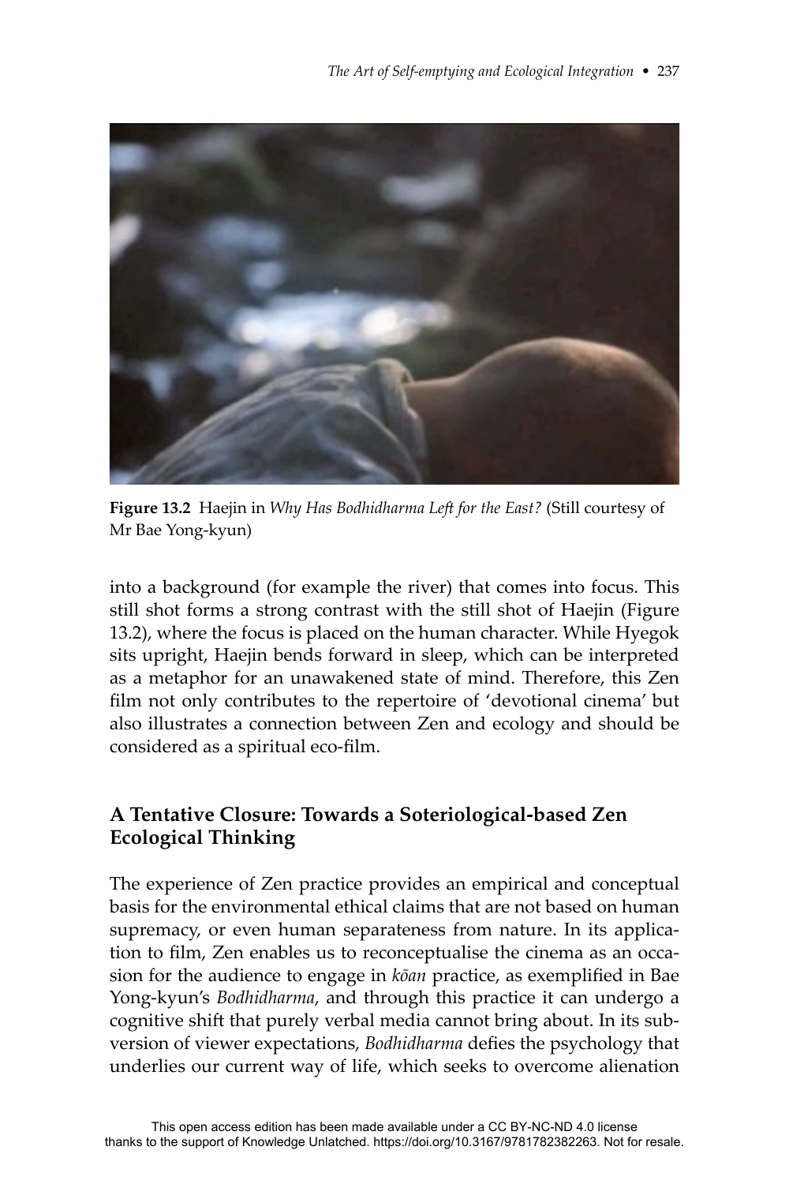**Figure 13.2** Haejin in *Why Has Bodhidharma Left for the East?* (Still courtesy of Mr Bae Yong-kyun)

into a background (for example the river) that comes into focus. This still shot forms a strong contrast with the still shot of Haejin (Figure 13.2), where the focus is placed on the human character. While Hyegok sits upright, Haejin bends forward in sleep, which can be interpreted as a metaphor for an unawakened state of mind. Therefore, this Zen film not only contributes to the repertoire of 'devotional cinema' but also illustrates a connection between Zen and ecology and should be considered as a spiritual eco-film.

## A Tentative Closure: Towards a Soteriological-based Zen Ecological Thinking

The experience of Zen practice provides an empirical and conceptual basis for the environmental ethical claims that are not based on human supremacy, or even human separateness from nature. In its application to film, Zen enables us to reconceptualise the cinema as an occasion for the audience to engage in *kōan* practice, as exemplified in Bae Yong-kyun's *Bodhidharma*, and through this practice it can undergo a cognitive shift that purely verbal media cannot bring about. In its subversion of viewer expectations, *Bodhidharma* defies the psychology that underlies our current way of life, which seeks to overcome alienation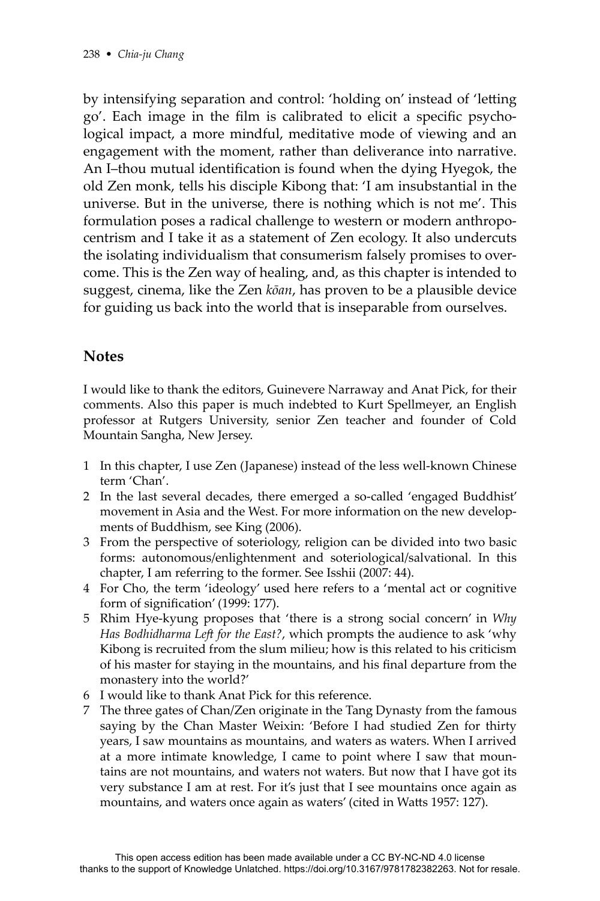by intensifying separation and control: 'holding on' instead of 'letting go'. Each image in the film is calibrated to elicit a specific psychological impact, a more mindful, meditative mode of viewing and an engagement with the moment, rather than deliverance into narrative. An I–thou mutual identification is found when the dying Hyegok, the old Zen monk, tells his disciple Kibong that: 'I am insubstantial in the universe. But in the universe, there is nothing which is not me'. This formulation poses a radical challenge to western or modern anthropocentrism and I take it as a statement of Zen ecology. It also undercuts the isolating individualism that consumerism falsely promises to overcome. This is the Zen way of healing, and, as this chapter is intended to suggest, cinema, like the Zen *kōan*, has proven to be a plausible device for guiding us back into the world that is inseparable from ourselves.

## Notes

I would like to thank the editors, Guinevere Narraway and Anat Pick, for their comments. Also this paper is much indebted to Kurt Spellmeyer, an English professor at Rutgers University, senior Zen teacher and founder of Cold Mountain Sangha, New Jersey.

1. In this chapter, I use Zen (Japanese) instead of the less well-known Chinese term 'Chan'.
2. In the last several decades, there emerged a so-called 'engaged Buddhist' movement in Asia and the West. For more information on the new developments of Buddhism, see King (2006).
3. From the perspective of soteriology, religion can be divided into two basic forms: autonomous/enlightenment and soteriological/salvational. In this chapter, I am referring to the former. See Isshii (2007: 44).
4. For Cho, the term 'ideology' used here refers to a 'mental act or cognitive form of signification' (1999: 177).
5. Rhim Hye-kyung proposes that 'there is a strong social concern' in *Why Has Bodhidharma Left for the East?*, which prompts the audience to ask 'why Kibong is recruited from the slum milieu; how is this related to his criticism of his master for staying in the mountains, and his final departure from the monastery into the world?'
6. I would like to thank Anat Pick for this reference.
7. The three gates of Chan/Zen originate in the Tang Dynasty from the famous saying by the Chan Master Weixin: 'Before I had studied Zen for thirty years, I saw mountains as mountains, and waters as waters. When I arrived at a more intimate knowledge, I came to point where I saw that mountains are not mountains, and waters not waters. But now that I have got its very substance I am at rest. For it's just that I see mountains once again as mountains, and waters once again as waters' (cited in Watts 1957: 127).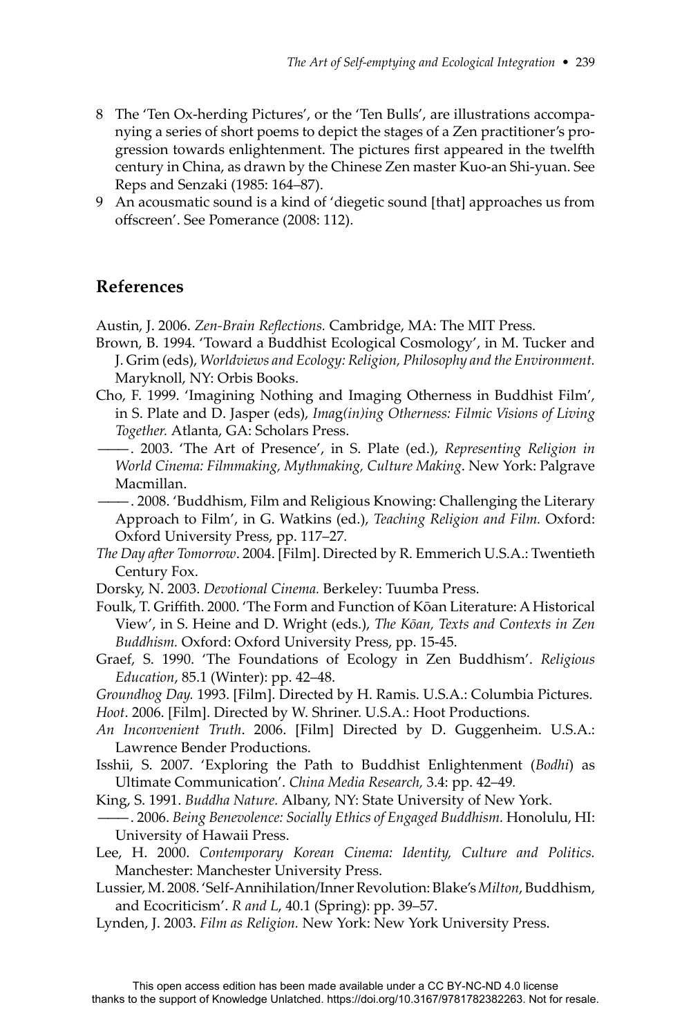8 The 'Ten Ox-herding Pictures', or the 'Ten Bulls', are illustrations accompanying a series of short poems to depict the stages of a Zen practitioner's progression towards enlightenment. The pictures first appeared in the twelfth century in China, as drawn by the Chinese Zen master Kuo-an Shi-yuan. See Reps and Senzaki (1985: 164–87).

9 An acousmatic sound is a kind of 'diegetic sound [that] approaches us from offscreen'. See Pomerance (2008: 112).

## References

Austin, J. 2006. *Zen-Brain Reflections.* Cambridge, MA: The MIT Press.

Brown, B. 1994. 'Toward a Buddhist Ecological Cosmology', in M. Tucker and J. Grim (eds), *Worldviews and Ecology: Religion, Philosophy and the Environment.* Maryknoll, NY: Orbis Books.

Cho, F. 1999. 'Imagining Nothing and Imaging Otherness in Buddhist Film', in S. Plate and D. Jasper (eds), *Imag(in)ing Otherness: Filmic Visions of Living Together.* Atlanta, GA: Scholars Press.

——. 2003. 'The Art of Presence', in S. Plate (ed.), *Representing Religion in World Cinema: Filmmaking, Mythmaking, Culture Making*. New York: Palgrave Macmillan.

——. 2008. 'Buddhism, Film and Religious Knowing: Challenging the Literary Approach to Film', in G. Watkins (ed.), *Teaching Religion and Film.* Oxford: Oxford University Press, pp. 117–27.

*The Day after Tomorrow*. 2004. [Film]. Directed by R. Emmerich U.S.A.: Twentieth Century Fox.

Dorsky, N. 2003. *Devotional Cinema.* Berkeley: Tuumba Press.

Foulk, T. Griffith. 2000. 'The Form and Function of Kōan Literature: A Historical View', in S. Heine and D. Wright (eds.), *The Kōan, Texts and Contexts in Zen Buddhism.* Oxford: Oxford University Press, pp. 15-45.

Graef, S. 1990. 'The Foundations of Ecology in Zen Buddhism'. *Religious Education*, 85.1 (Winter): pp. 42–48.

*Groundhog Day.* 1993. [Film]. Directed by H. Ramis. U.S.A.: Columbia Pictures.

*Hoot*. 2006. [Film]. Directed by W. Shriner. U.S.A.: Hoot Productions.

*An Inconvenient Truth*. 2006. [Film] Directed by D. Guggenheim. U.S.A.: Lawrence Bender Productions.

Isshii, S. 2007. 'Exploring the Path to Buddhist Enlightenment (*Bodhi*) as Ultimate Communication'. *China Media Research,* 3.4: pp. 42–49.

King, S. 1991. *Buddha Nature.* Albany, NY: State University of New York.

——. 2006. *Being Benevolence: Socially Ethics of Engaged Buddhism.* Honolulu, HI: University of Hawaii Press.

Lee, H. 2000. *Contemporary Korean Cinema: Identity, Culture and Politics.* Manchester: Manchester University Press.

Lussier, M. 2008. 'Self-Annihilation/Inner Revolution: Blake's *Milton*, Buddhism, and Ecocriticism'. *R and L*, 40.1 (Spring): pp. 39–57.

Lynden, J. 2003. *Film as Religion.* New York: New York University Press.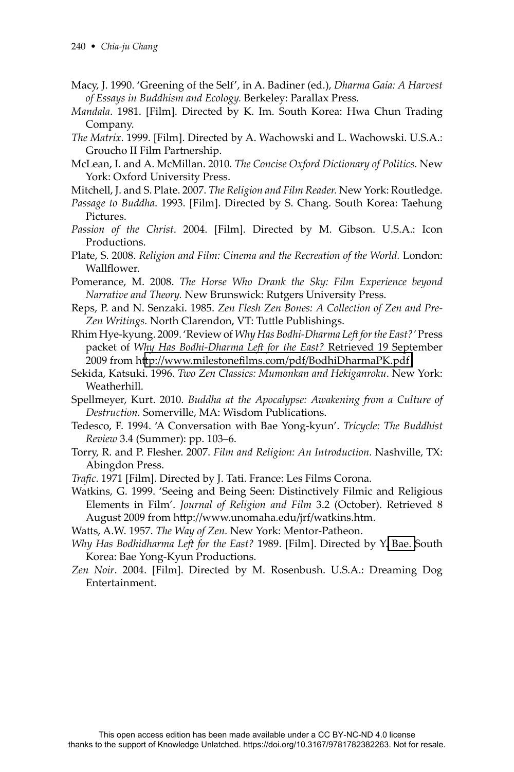Macy, J. 1990. 'Greening of the Self', in A. Badiner (ed.), *Dharma Gaia: A Harvest of Essays in Buddhism and Ecology.* Berkeley: Parallax Press.

*Mandala*. 1981. [Film]. Directed by K. Im. South Korea: Hwa Chun Trading Company.

*The Matrix*. 1999. [Film]. Directed by A. Wachowski and L. Wachowski. U.S.A.: Groucho II Film Partnership.

McLean, I. and A. McMillan. 2010. *The Concise Oxford Dictionary of Politics.* New York: Oxford University Press.

Mitchell, J. and S. Plate. 2007. *The Religion and Film Reader.* New York: Routledge.

*Passage to Buddha*. 1993. [Film]. Directed by S. Chang. South Korea: Taehung Pictures.

*Passion of the Christ*. 2004. [Film]. Directed by M. Gibson. U.S.A.: Icon Productions.

Plate, S. 2008. *Religion and Film: Cinema and the Recreation of the World.* London: Wallflower.

Pomerance, M. 2008. *The Horse Who Drank the Sky: Film Experience beyond Narrative and Theory.* New Brunswick: Rutgers University Press.

Reps, P. and N. Senzaki. 1985. *Zen Flesh Zen Bones: A Collection of Zen and Pre-Zen Writings.* North Clarendon, VT: Tuttle Publishings.

Rhim Hye-kyung. 2009. 'Review of *Why Has Bodhi-Dharma Left for the East?'* Press packet of *Why Has Bodhi-Dharma Left for the East?* Retrieved 19 September 2009 from http://www.milestonefilms.com/pdf/BodhiDharmaPK.pdf

Sekida, Katsuki. 1996. *Two Zen Classics: Mumonkan and Hekiganroku*. New York: Weatherhill.

Spellmeyer, Kurt. 2010. *Buddha at the Apocalypse: Awakening from a Culture of Destruction.* Somerville, MA: Wisdom Publications.

Tedesco, F. 1994. 'A Conversation with Bae Yong-kyun'. *Tricycle: The Buddhist Review* 3.4 (Summer): pp. 103–6.

Torry, R. and P. Flesher. 2007. *Film and Religion: An Introduction.* Nashville, TX: Abingdon Press.

*Trafic*. 1971 [Film]. Directed by J. Tati. France: Les Films Corona.

Watkins, G. 1999. 'Seeing and Being Seen: Distinctively Filmic and Religious Elements in Film'. *Journal of Religion and Film* 3.2 (October). Retrieved 8 August 2009 from http://www.unomaha.edu/jrf/watkins.htm.

Watts, A.W. 1957. *The Way of Zen.* New York: Mentor-Patheon.

*Why Has Bodhidharma Left for the East?* 1989. [Film]. Directed by Y. Bae. South Korea: Bae Yong-Kyun Productions.

*Zen Noir*. 2004. [Film]. Directed by M. Rosenbush. U.S.A.: Dreaming Dog Entertainment.